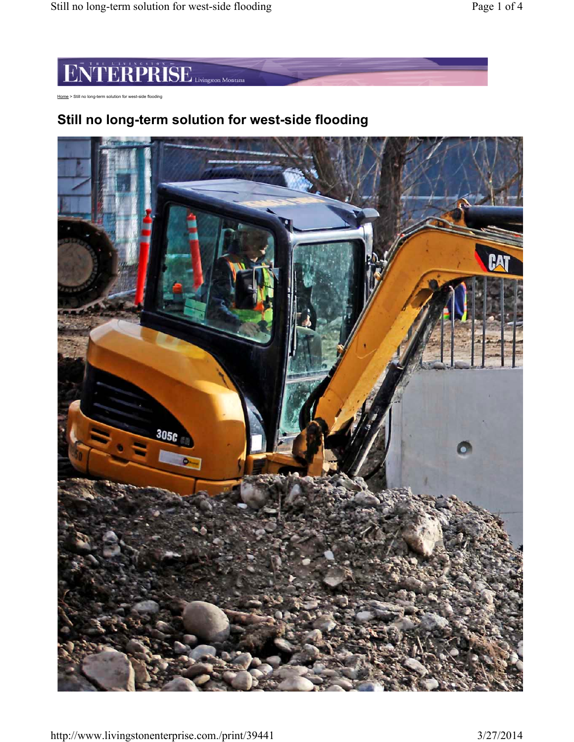Home > Still no long-term solution for west-side flooding

# Still no long-term solution for west-side flooding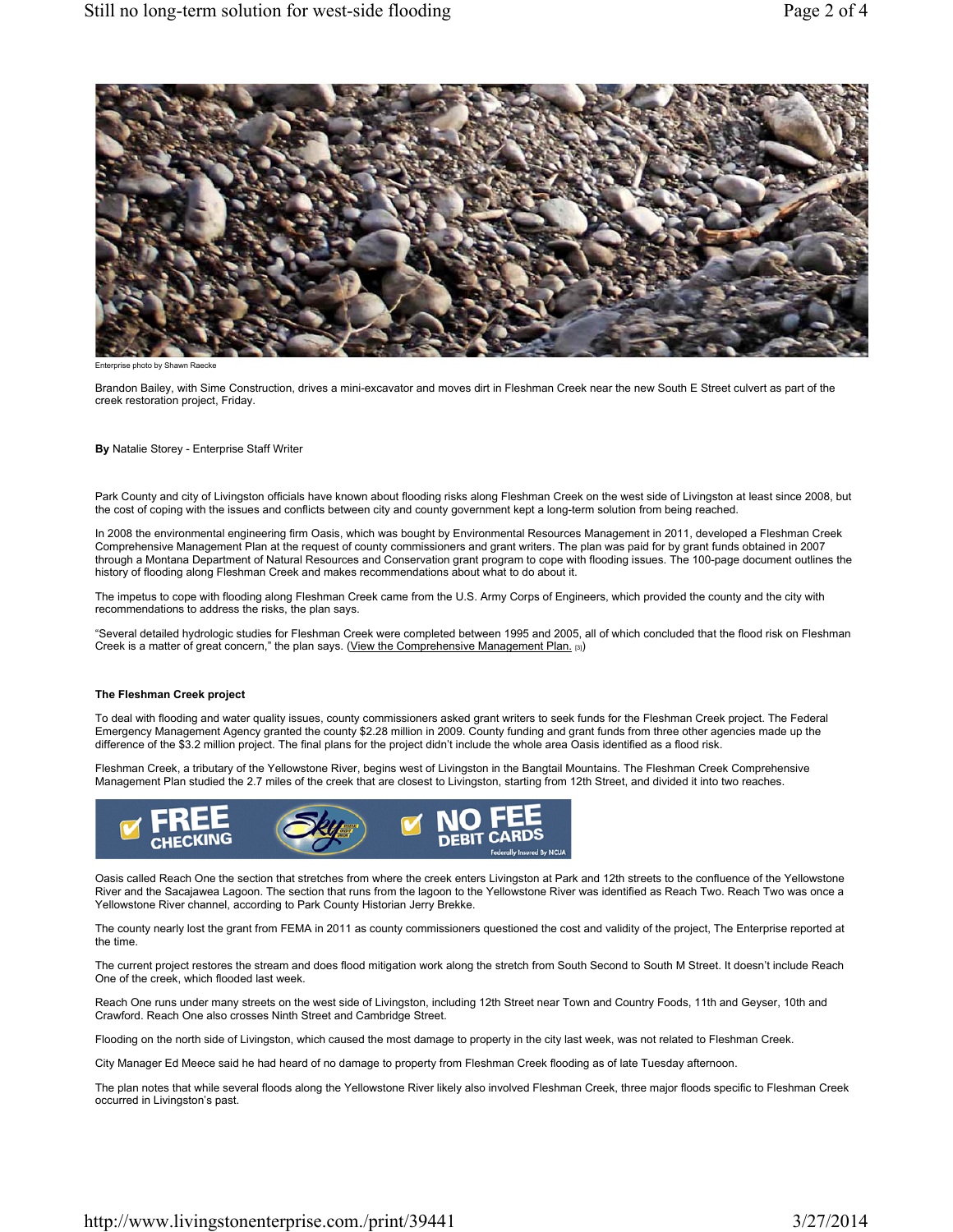Enterprise photo by Shawn Raecke

Brandon Bailey, with Sime Construction, drives a mini-excavator and moves dirt in Fleshman Creek near the new South E Street culvert as part of the creek restoration project, Friday.

**By** Natalie Storey - Enterprise Staff Writer

Park County and city of Livingston officials have known about flooding risks along Fleshman Creek on the west side of Livingston at least since 2008, but the cost of coping with the issues and conflicts between city and county government kept a long-term solution from being reached.

In 2008 the environmental engineering firm Oasis, which was bought by Environmental Resources Management in 2011, developed a Fleshman Creek Comprehensive Management Plan at the request of county commissioners and grant writers. The plan was paid for by grant funds obtained in 2007 through a Montana Department of Natural Resources and Conservation grant program to cope with flooding issues. The 100-page document outlines the history of flooding along Fleshman Creek and makes recommendations about what to do about it.

The impetus to cope with flooding along Fleshman Creek came from the U.S. Army Corps of Engineers, which provided the county and the city with recommendations to address the risks, the plan says.

"Several detailed hydrologic studies for Fleshman Creek were completed between 1995 and 2005, all of which concluded that the flood risk on Fleshman Creek is a matter of great concern," the plan says. (View the Comprehensive Management Plan. [3])

**The Fleshman Creek project**

To deal with flooding and water quality issues, county commissioners asked grant writers to seek funds for the Fleshman Creek project. The Federal Emergency Management Agency granted the county $2.28 million in 2009. County funding and grant funds from three other agencies made up the difference of the $3.2 million project. The final plans for the project didn't include the whole area Oasis identified as a flood risk.

Fleshman Creek, a tributary of the Yellowstone River, begins west of Livingston in the Bangtail Mountains. The Fleshman Creek Comprehensive Management Plan studied the 2.7 miles of the creek that are closest to Livingston, starting from 12th Street, and divided it into two reaches.

FREE CHECKING | Sky | NO FEE DEBIT CARDS | Federally Insured By NCUA

Oasis called Reach One the section that stretches from where the creek enters Livingston at Park and 12th streets to the confluence of the Yellowstone River and the Sacajawea Lagoon. The section that runs from the lagoon to the Yellowstone River was identified as Reach Two. Reach Two was once a Yellowstone River channel, according to Park County Historian Jerry Brekke.

The county nearly lost the grant from FEMA in 2011 as county commissioners questioned the cost and validity of the project, The Enterprise reported at the time.

The current project restores the stream and does flood mitigation work along the stretch from South Second to South M Street. It doesn't include Reach One of the creek, which flooded last week.

Reach One runs under many streets on the west side of Livingston, including 12th Street near Town and Country Foods, 11th and Geyser, 10th and Crawford. Reach One also crosses Ninth Street and Cambridge Street.

Flooding on the north side of Livingston, which caused the most damage to property in the city last week, was not related to Fleshman Creek.

City Manager Ed Meece said he had heard of no damage to property from Fleshman Creek flooding as of late Tuesday afternoon.

The plan notes that while several floods along the Yellowstone River likely also involved Fleshman Creek, three major floods specific to Fleshman Creek occurred in Livingston's past.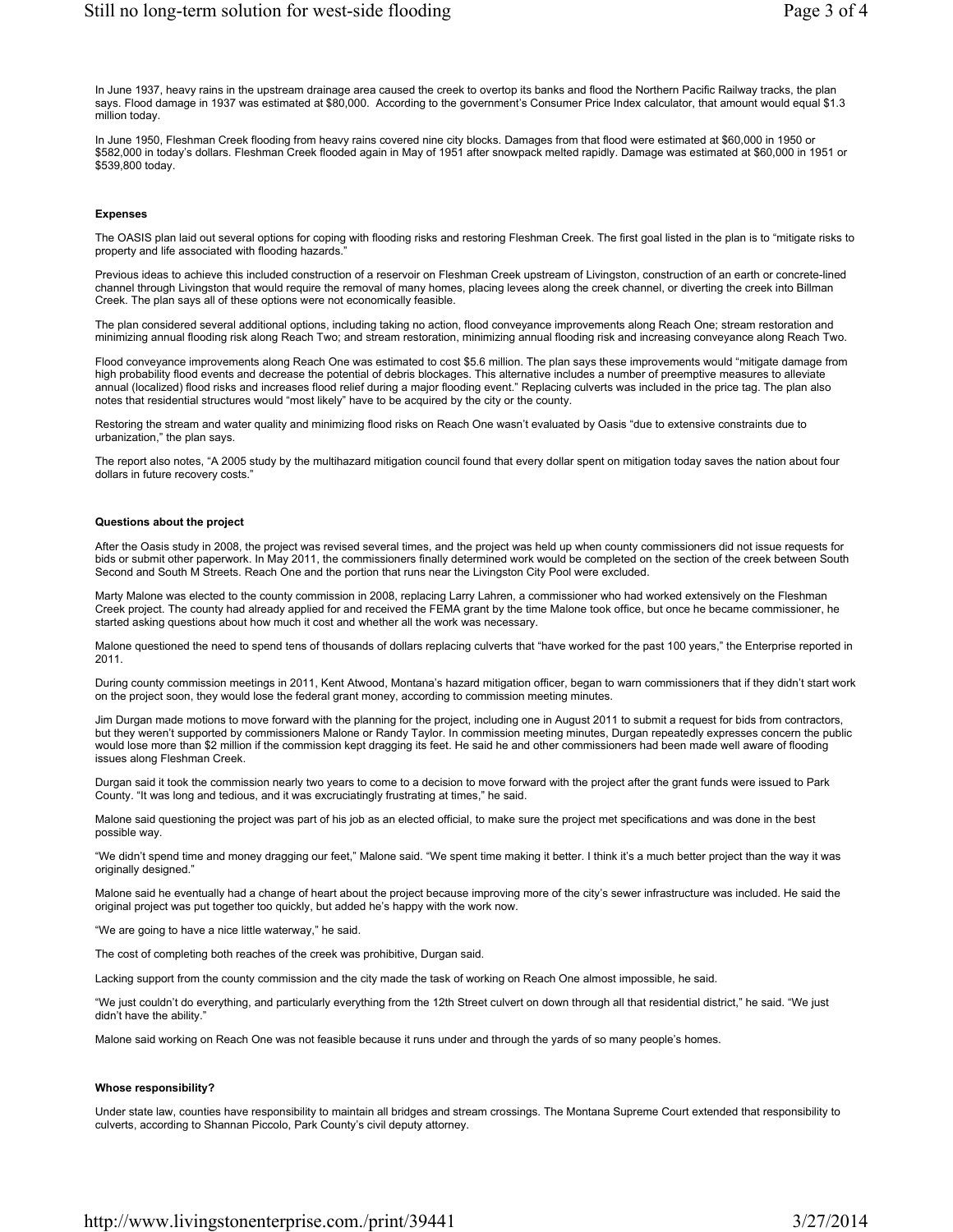In June 1937, heavy rains in the upstream drainage area caused the creek to overtop its banks and flood the Northern Pacific Railway tracks, the plan says. Flood damage in 1937 was estimated at $80,000. According to the government's Consumer Price Index calculator, that amount would equal $1.3 million today.

In June 1950, Fleshman Creek flooding from heavy rains covered nine city blocks. Damages from that flood were estimated at $60,000 in 1950 or $582,000 in today's dollars. Fleshman Creek flooded again in May of 1951 after snowpack melted rapidly. Damage was estimated at $60,000 in 1951 or $539,800 today.

**Expenses**

The OASIS plan laid out several options for coping with flooding risks and restoring Fleshman Creek. The first goal listed in the plan is to "mitigate risks to property and life associated with flooding hazards."

Previous ideas to achieve this included construction of a reservoir on Fleshman Creek upstream of Livingston, construction of an earth or concrete-lined channel through Livingston that would require the removal of many homes, placing levees along the creek channel, or diverting the creek into Billman Creek. The plan says all of these options were not economically feasible.

The plan considered several additional options, including taking no action, flood conveyance improvements along Reach One; stream restoration and minimizing annual flooding risk along Reach Two; and stream restoration, minimizing annual flooding risk and increasing conveyance along Reach Two.

Flood conveyance improvements along Reach One was estimated to cost $5.6 million. The plan says these improvements would "mitigate damage from high probability flood events and decrease the potential of debris blockages. This alternative includes a number of preemptive measures to alleviate annual (localized) flood risks and increases flood relief during a major flooding event." Replacing culverts was included in the price tag. The plan also notes that residential structures would "most likely" have to be acquired by the city or the county.

Restoring the stream and water quality and minimizing flood risks on Reach One wasn't evaluated by Oasis "due to extensive constraints due to urbanization," the plan says.

The report also notes, "A 2005 study by the multihazard mitigation council found that every dollar spent on mitigation today saves the nation about four dollars in future recovery costs."

**Questions about the project**

After the Oasis study in 2008, the project was revised several times, and the project was held up when county commissioners did not issue requests for bids or submit other paperwork. In May 2011, the commissioners finally determined work would be completed on the section of the creek between South Second and South M Streets. Reach One and the portion that runs near the Livingston City Pool were excluded.

Marty Malone was elected to the county commission in 2008, replacing Larry Lahren, a commissioner who had worked extensively on the Fleshman Creek project. The county had already applied for and received the FEMA grant by the time Malone took office, but once he became commissioner, he started asking questions about how much it cost and whether all the work was necessary.

Malone questioned the need to spend tens of thousands of dollars replacing culverts that "have worked for the past 100 years," the Enterprise reported in 2011.

During county commission meetings in 2011, Kent Atwood, Montana's hazard mitigation officer, began to warn commissioners that if they didn't start work on the project soon, they would lose the federal grant money, according to commission meeting minutes.

Jim Durgan made motions to move forward with the planning for the project, including one in August 2011 to submit a request for bids from contractors, but they weren't supported by commissioners Malone or Randy Taylor. In commission meeting minutes, Durgan repeatedly expresses concern the public would lose more than $2 million if the commission kept dragging its feet. He said he and other commissioners had been made well aware of flooding issues along Fleshman Creek.

Durgan said it took the commission nearly two years to come to a decision to move forward with the project after the grant funds were issued to Park County. "It was long and tedious, and it was excruciatingly frustrating at times," he said.

Malone said questioning the project was part of his job as an elected official, to make sure the project met specifications and was done in the best possible way.

"We didn't spend time and money dragging our feet," Malone said. "We spent time making it better. I think it's a much better project than the way it was originally designed."

Malone said he eventually had a change of heart about the project because improving more of the city's sewer infrastructure was included. He said the original project was put together too quickly, but added he's happy with the work now.

"We are going to have a nice little waterway," he said.

The cost of completing both reaches of the creek was prohibitive, Durgan said.

Lacking support from the county commission and the city made the task of working on Reach One almost impossible, he said.

"We just couldn't do everything, and particularly everything from the 12th Street culvert on down through all that residential district," he said. "We just didn't have the ability."

Malone said working on Reach One was not feasible because it runs under and through the yards of so many people's homes.

**Whose responsibility?**

Under state law, counties have responsibility to maintain all bridges and stream crossings. The Montana Supreme Court extended that responsibility to culverts, according to Shannan Piccolo, Park County's civil deputy attorney.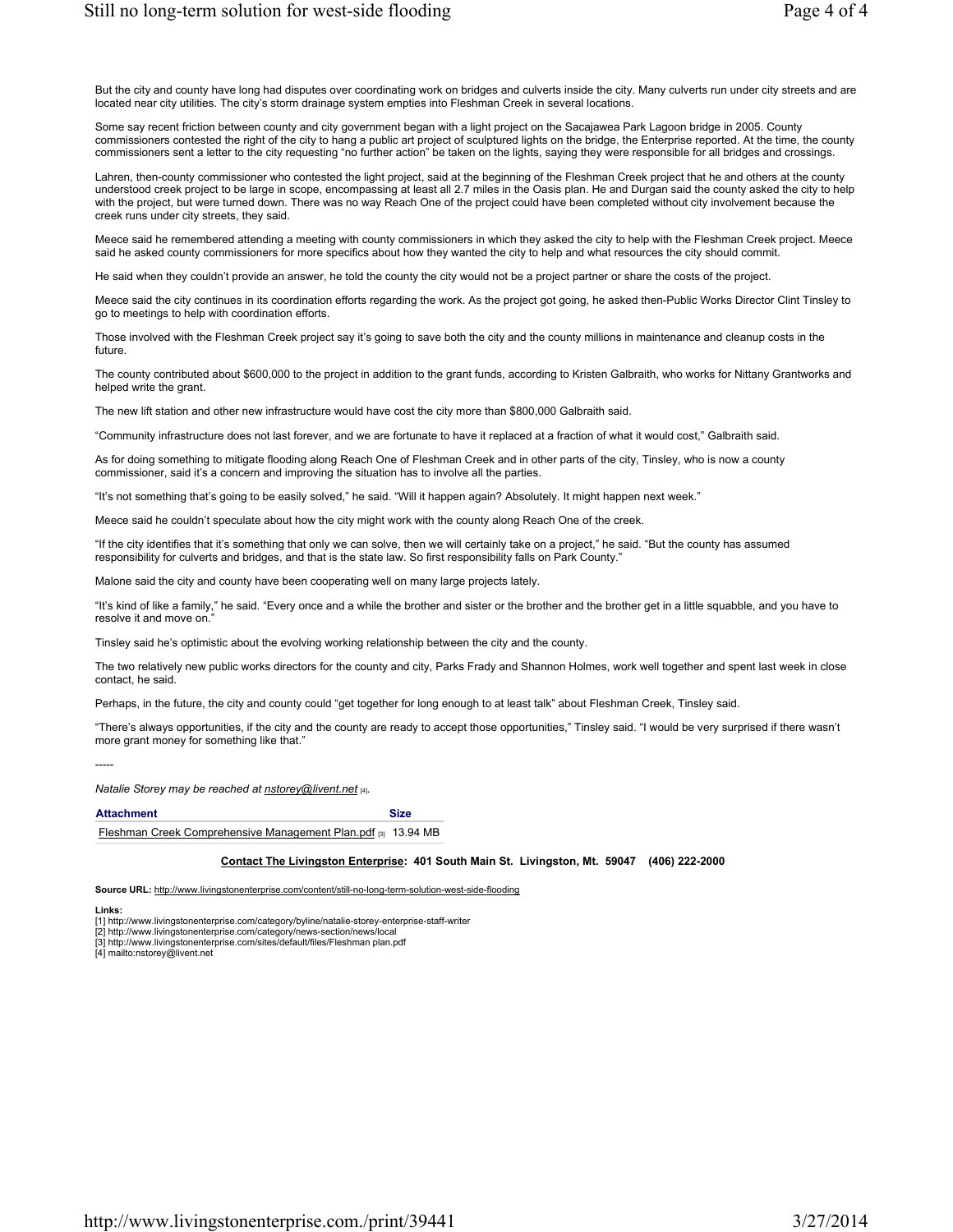But the city and county have long had disputes over coordinating work on bridges and culverts inside the city. Many culverts run under city streets and are located near city utilities. The city's storm drainage system empties into Fleshman Creek in several locations.

Some say recent friction between county and city government began with a light project on the Sacajawea Park Lagoon bridge in 2005. County commissioners contested the right of the city to hang a public art project of sculptured lights on the bridge, the Enterprise reported. At the time, the county commissioners sent a letter to the city requesting "no further action" be taken on the lights, saying they were responsible for all bridges and crossings.

Lahren, then-county commissioner who contested the light project, said at the beginning of the Fleshman Creek project that he and others at the county understood creek project to be large in scope, encompassing at least all 2.7 miles in the Oasis plan. He and Durgan said the county asked the city to help with the project, but were turned down. There was no way Reach One of the project could have been completed without city involvement because the creek runs under city streets, they said.

Meece said he remembered attending a meeting with county commissioners in which they asked the city to help with the Fleshman Creek project. Meece said he asked county commissioners for more specifics about how they wanted the city to help and what resources the city should commit.

He said when they couldn't provide an answer, he told the county the city would not be a project partner or share the costs of the project.

Meece said the city continues in its coordination efforts regarding the work. As the project got going, he asked then-Public Works Director Clint Tinsley to go to meetings to help with coordination efforts.

Those involved with the Fleshman Creek project say it's going to save both the city and the county millions in maintenance and cleanup costs in the future.

The county contributed about $600,000 to the project in addition to the grant funds, according to Kristen Galbraith, who works for Nittany Grantworks and helped write the grant.

The new lift station and other new infrastructure would have cost the city more than $800,000 Galbraith said.

"Community infrastructure does not last forever, and we are fortunate to have it replaced at a fraction of what it would cost," Galbraith said.

As for doing something to mitigate flooding along Reach One of Fleshman Creek and in other parts of the city, Tinsley, who is now a county commissioner, said it's a concern and improving the situation has to involve all the parties.

"It's not something that's going to be easily solved," he said. "Will it happen again? Absolutely. It might happen next week."

Meece said he couldn't speculate about how the city might work with the county along Reach One of the creek.

"If the city identifies that it's something that only we can solve, then we will certainly take on a project," he said. "But the county has assumed responsibility for culverts and bridges, and that is the state law. So first responsibility falls on Park County."

Malone said the city and county have been cooperating well on many large projects lately.

"It's kind of like a family," he said. "Every once and a while the brother and sister or the brother and the brother get in a little squabble, and you have to resolve it and move on."

Tinsley said he's optimistic about the evolving working relationship between the city and the county.

The two relatively new public works directors for the county and city, Parks Frady and Shannon Holmes, work well together and spent last week in close contact, he said.

Perhaps, in the future, the city and county could "get together for long enough to at least talk" about Fleshman Creek, Tinsley said.

"There's always opportunities, if the city and the county are ready to accept those opportunities," Tinsley said. "I would be very surprised if there wasn't more grant money for something like that."

-----

*Natalie Storey may be reached at nstorey@livent.net [4].*

| Attachment | Size |
|---|---|
| Fleshman Creek Comprehensive Management Plan.pdf [3] | 13.94 MB |

**Contact The Livingston Enterprise: 401 South Main St. Livingston, Mt. 59047 (406) 222-2000**

**Source URL:** http://www.livingstonenterprise.com/content/still-no-long-term-solution-west-side-flooding

**Links:**
[1] http://www.livingstonenterprise.com/category/byline/natalie-storey-enterprise-staff-writer
[2] http://www.livingstonenterprise.com/category/news-section/news/local
[3] http://www.livingstonenterprise.com/sites/default/files/Fleshman plan.pdf
[4] mailto:nstorey@livent.net